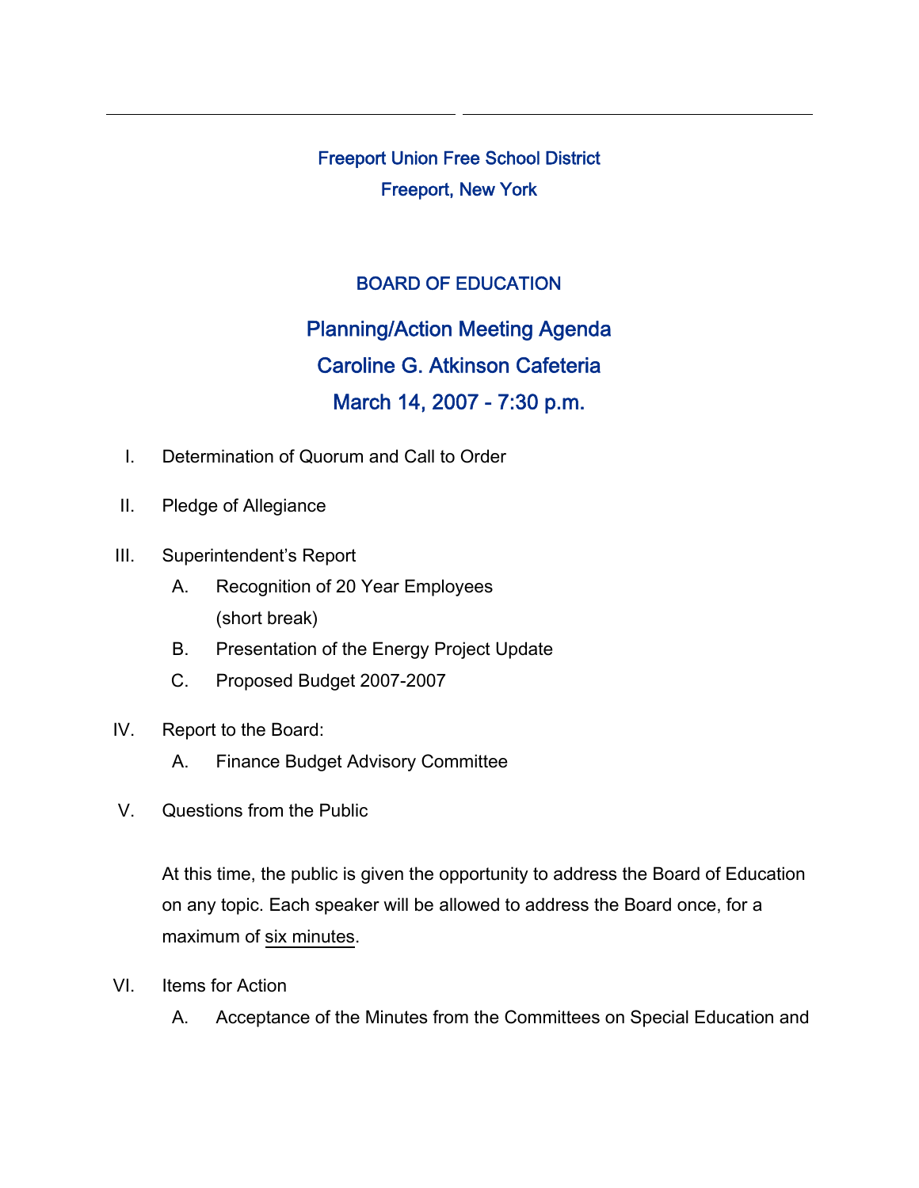Freeport Union Free School District

Freeport, New York

BOARD OF EDUCATION

## Planning/Action Meeting Agenda

## Caroline G. Atkinson Cafeteria

## March 14, 2007 - 7:30 p.m.

I. Determination of Quorum and Call to Order

II. Pledge of Allegiance

III. Superintendent's Report

   A. Recognition of 20 Year Employees
      (short break)

   B. Presentation of the Energy Project Update

   C. Proposed Budget 2007-2007

IV. Report to the Board:

   A. Finance Budget Advisory Committee

V. Questions from the Public

   At this time, the public is given the opportunity to address the Board of Education on any topic. Each speaker will be allowed to address the Board once, for a maximum of <u>six minutes</u>.

VI. Items for Action

   A. Acceptance of the Minutes from the Committees on Special Education and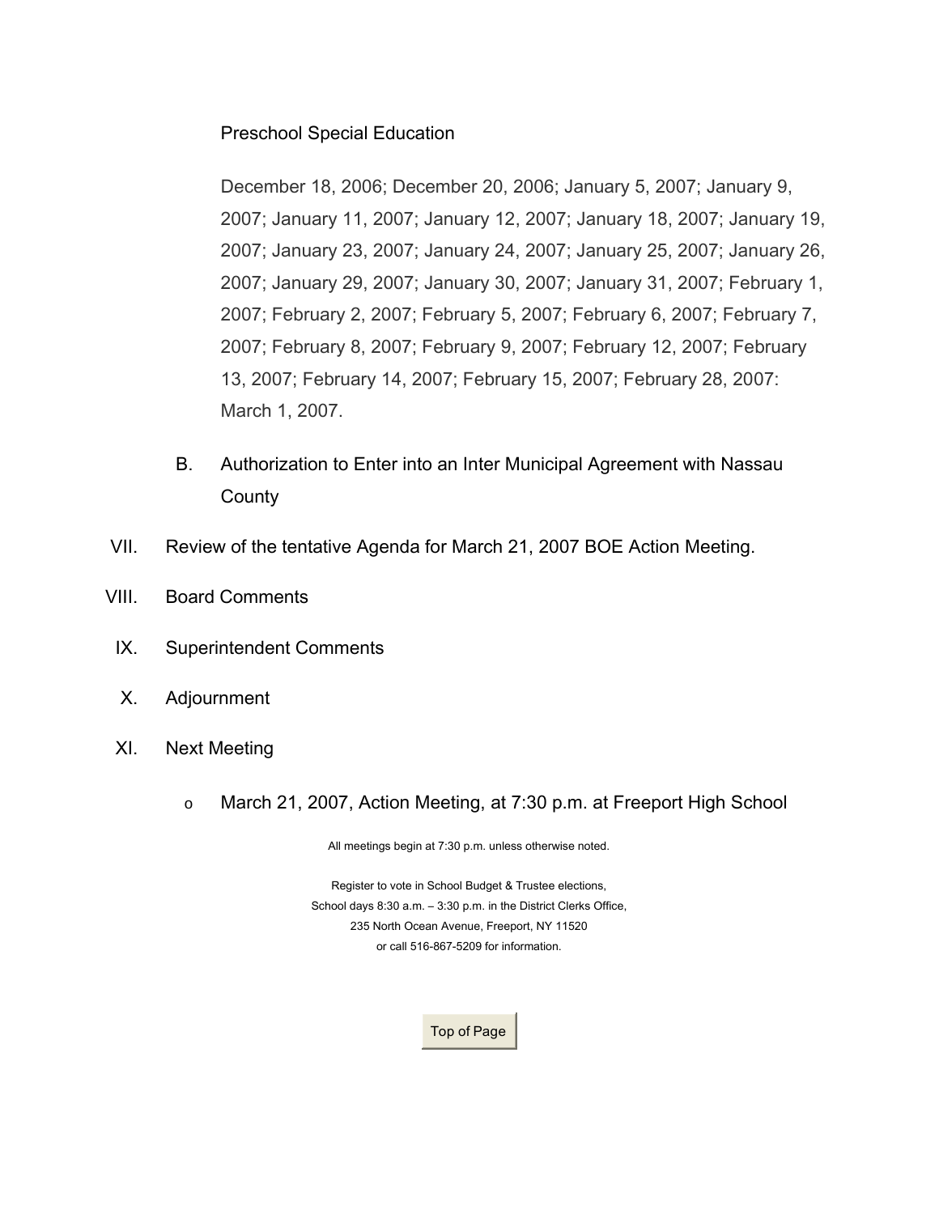Preschool Special Education

December 18, 2006; December 20, 2006; January 5, 2007; January 9, 2007; January 11, 2007; January 12, 2007; January 18, 2007; January 19, 2007; January 23, 2007; January 24, 2007; January 25, 2007; January 26, 2007; January 29, 2007; January 30, 2007; January 31, 2007; February 1, 2007; February 2, 2007; February 5, 2007; February 6, 2007; February 7, 2007; February 8, 2007; February 9, 2007; February 12, 2007; February 13, 2007; February 14, 2007; February 15, 2007; February 28, 2007: March 1, 2007.

B. Authorization to Enter into an Inter Municipal Agreement with Nassau County

VII. Review of the tentative Agenda for March 21, 2007 BOE Action Meeting.

VIII. Board Comments

IX. Superintendent Comments

X. Adjournment

XI. Next Meeting

- March 21, 2007, Action Meeting, at 7:30 p.m. at Freeport High School

All meetings begin at 7:30 p.m. unless otherwise noted.

Register to vote in School Budget & Trustee elections,
School days 8:30 a.m. – 3:30 p.m. in the District Clerks Office,
235 North Ocean Avenue, Freeport, NY 11520
or call 516-867-5209 for information.

Top of Page